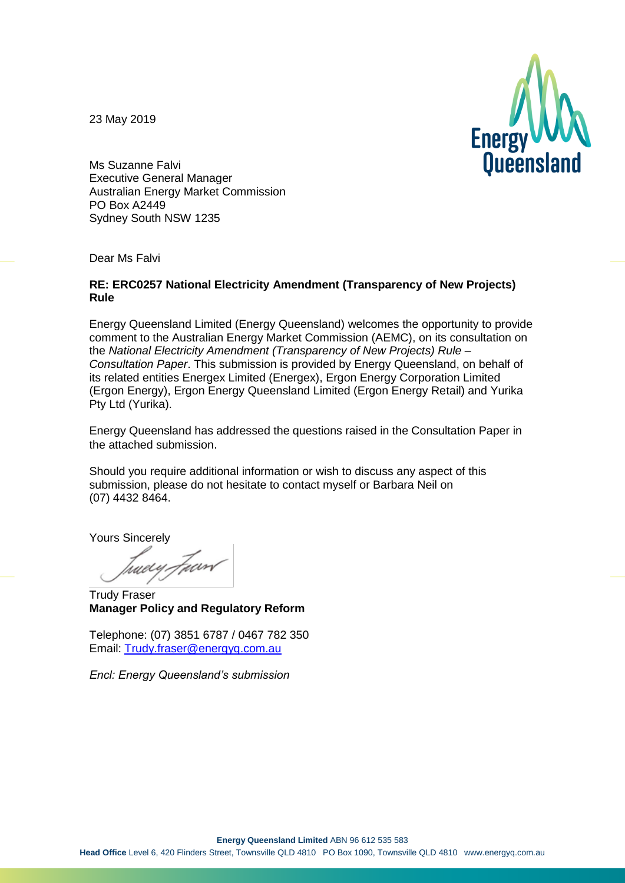23 May 2019

Ms Suzanne Falvi
Executive General Manager
Australian Energy Market Commission
PO Box A2449
Sydney South NSW 1235

Dear Ms Falvi

**RE: ERC0257 National Electricity Amendment (Transparency of New Projects) Rule**

Energy Queensland Limited (Energy Queensland) welcomes the opportunity to provide comment to the Australian Energy Market Commission (AEMC), on its consultation on the *National Electricity Amendment (Transparency of New Projects) Rule – Consultation Paper*. This submission is provided by Energy Queensland, on behalf of its related entities Energex Limited (Energex), Ergon Energy Corporation Limited (Ergon Energy), Ergon Energy Queensland Limited (Ergon Energy Retail) and Yurika Pty Ltd (Yurika).

Energy Queensland has addressed the questions raised in the Consultation Paper in the attached submission.

Should you require additional information or wish to discuss any aspect of this submission, please do not hesitate to contact myself or Barbara Neil on (07) 4432 8464.

Yours Sincerely

Trudy Fraser
**Manager Policy and Regulatory Reform**

Telephone: (07) 3851 6787 / 0467 782 350
Email: [Trudy.fraser@energyq.com.au](mailto:Trudy.fraser@energyq.com.au)

*Encl: Energy Queensland's submission*

**Energy Queensland Limited** ABN 96 612 535 583
**Head Office** Level 6, 420 Flinders Street, Townsville QLD 4810 PO Box 1090, Townsville QLD 4810 www.energyq.com.au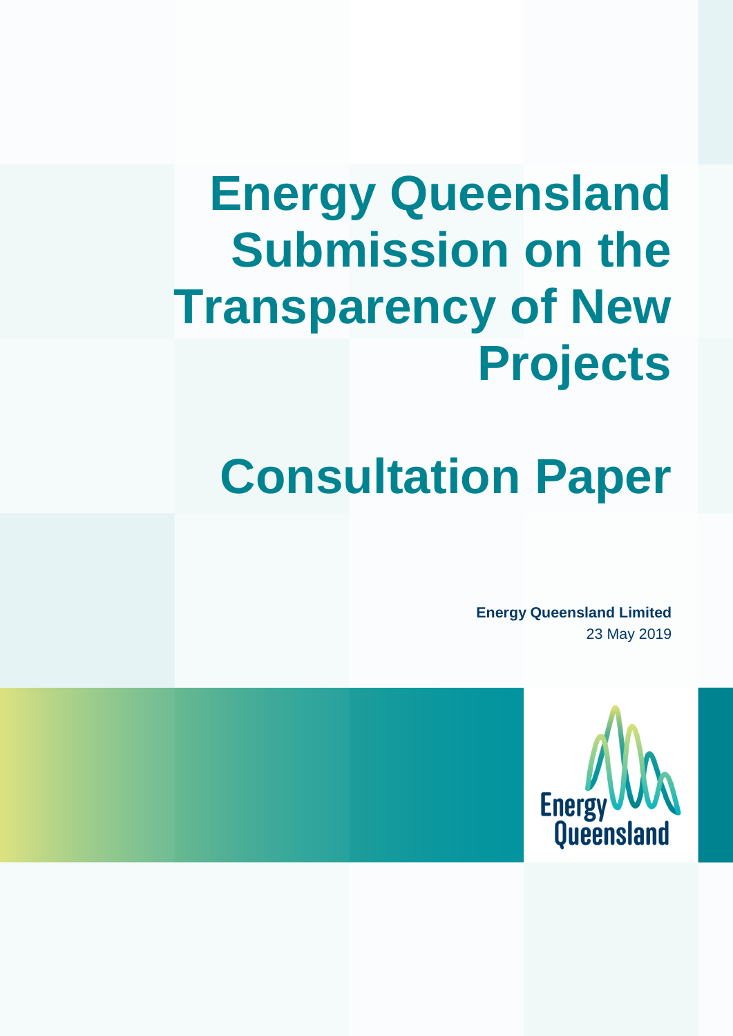# Energy Queensland Submission on the Transparency of New Projects

# Consultation Paper

**Energy Queensland Limited**
23 May 2019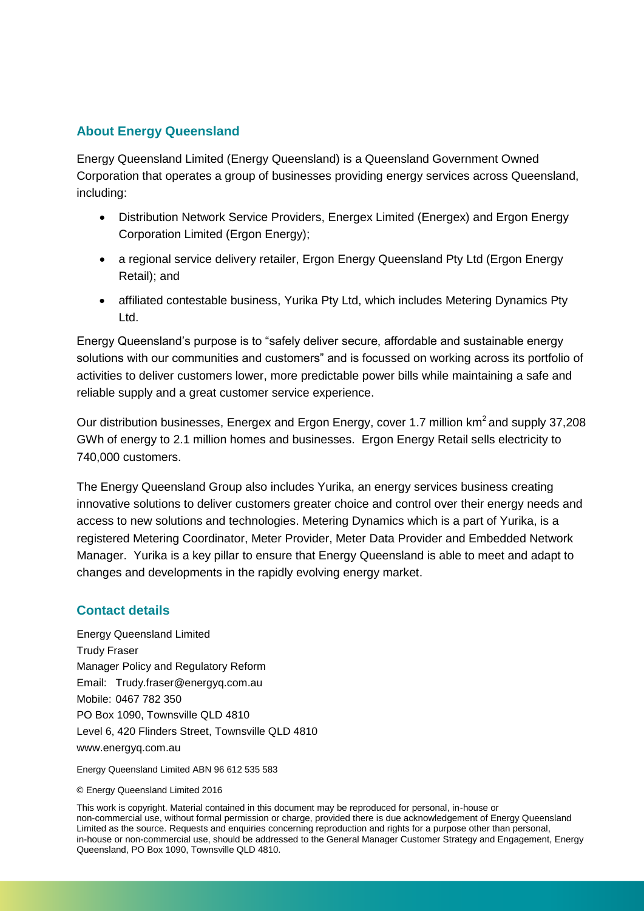## About Energy Queensland

Energy Queensland Limited (Energy Queensland) is a Queensland Government Owned Corporation that operates a group of businesses providing energy services across Queensland, including:

- Distribution Network Service Providers, Energex Limited (Energex) and Ergon Energy Corporation Limited (Ergon Energy);
- a regional service delivery retailer, Ergon Energy Queensland Pty Ltd (Ergon Energy Retail); and
- affiliated contestable business, Yurika Pty Ltd, which includes Metering Dynamics Pty Ltd.

Energy Queensland's purpose is to "safely deliver secure, affordable and sustainable energy solutions with our communities and customers" and is focussed on working across its portfolio of activities to deliver customers lower, more predictable power bills while maintaining a safe and reliable supply and a great customer service experience.

Our distribution businesses, Energex and Ergon Energy, cover 1.7 million $km^2$ and supply 37,208 GWh of energy to 2.1 million homes and businesses. Ergon Energy Retail sells electricity to 740,000 customers.

The Energy Queensland Group also includes Yurika, an energy services business creating innovative solutions to deliver customers greater choice and control over their energy needs and access to new solutions and technologies. Metering Dynamics which is a part of Yurika, is a registered Metering Coordinator, Meter Provider, Meter Data Provider and Embedded Network Manager. Yurika is a key pillar to ensure that Energy Queensland is able to meet and adapt to changes and developments in the rapidly evolving energy market.

## Contact details

Energy Queensland Limited
Trudy Fraser
Manager Policy and Regulatory Reform
Email: Trudy.fraser@energyq.com.au
Mobile: 0467 782 350
PO Box 1090, Townsville QLD 4810
Level 6, 420 Flinders Street, Townsville QLD 4810
www.energyq.com.au

Energy Queensland Limited ABN 96 612 535 583

© Energy Queensland Limited 2016

This work is copyright. Material contained in this document may be reproduced for personal, in-house or non-commercial use, without formal permission or charge, provided there is due acknowledgement of Energy Queensland Limited as the source. Requests and enquiries concerning reproduction and rights for a purpose other than personal, in-house or non-commercial use, should be addressed to the General Manager Customer Strategy and Engagement, Energy Queensland, PO Box 1090, Townsville QLD 4810.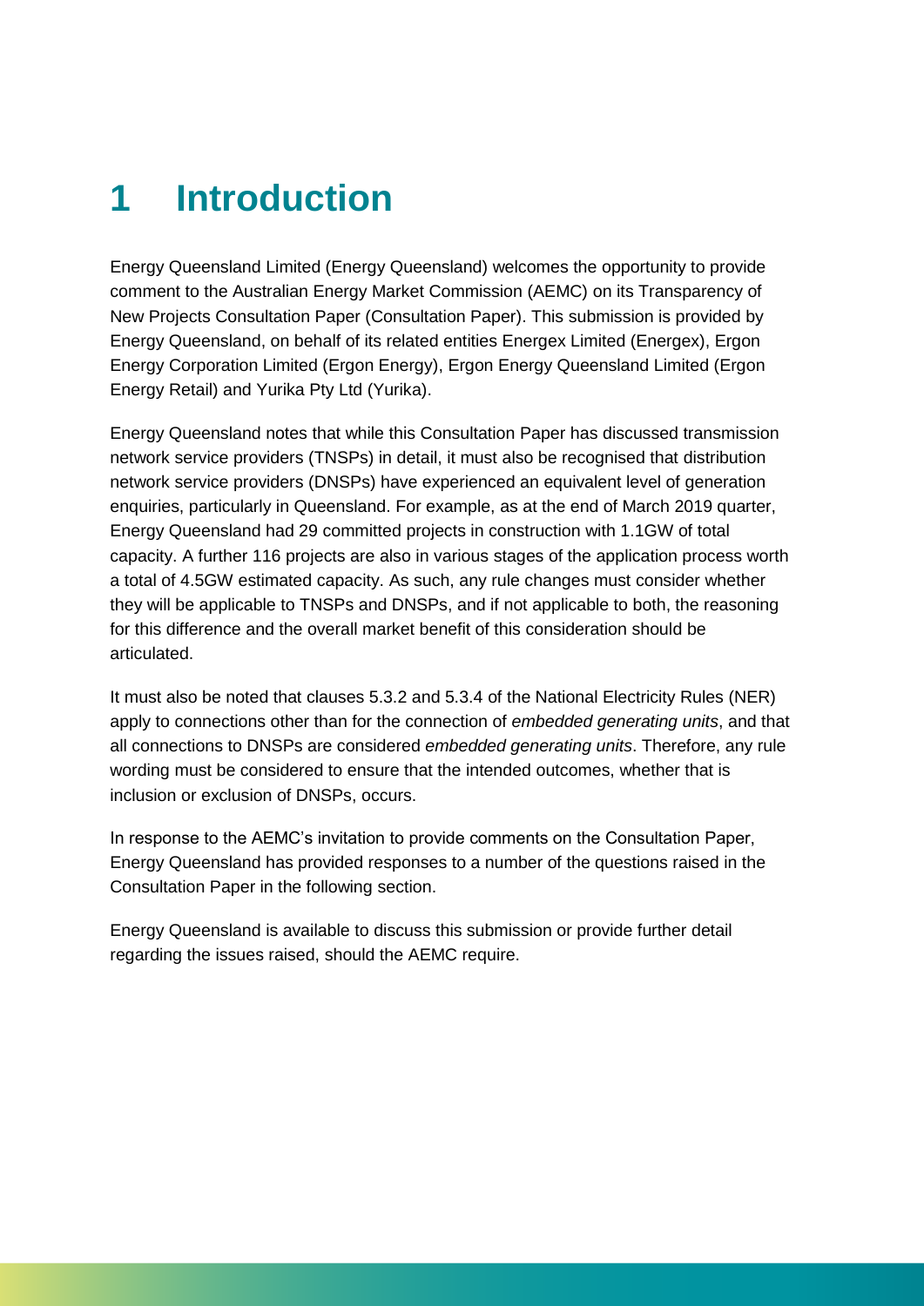# 1 Introduction

Energy Queensland Limited (Energy Queensland) welcomes the opportunity to provide comment to the Australian Energy Market Commission (AEMC) on its Transparency of New Projects Consultation Paper (Consultation Paper). This submission is provided by Energy Queensland, on behalf of its related entities Energex Limited (Energex), Ergon Energy Corporation Limited (Ergon Energy), Ergon Energy Queensland Limited (Ergon Energy Retail) and Yurika Pty Ltd (Yurika).

Energy Queensland notes that while this Consultation Paper has discussed transmission network service providers (TNSPs) in detail, it must also be recognised that distribution network service providers (DNSPs) have experienced an equivalent level of generation enquiries, particularly in Queensland. For example, as at the end of March 2019 quarter, Energy Queensland had 29 committed projects in construction with 1.1GW of total capacity. A further 116 projects are also in various stages of the application process worth a total of 4.5GW estimated capacity. As such, any rule changes must consider whether they will be applicable to TNSPs and DNSPs, and if not applicable to both, the reasoning for this difference and the overall market benefit of this consideration should be articulated.

It must also be noted that clauses 5.3.2 and 5.3.4 of the National Electricity Rules (NER) apply to connections other than for the connection of *embedded generating units*, and that all connections to DNSPs are considered *embedded generating units*. Therefore, any rule wording must be considered to ensure that the intended outcomes, whether that is inclusion or exclusion of DNSPs, occurs.

In response to the AEMC's invitation to provide comments on the Consultation Paper, Energy Queensland has provided responses to a number of the questions raised in the Consultation Paper in the following section.

Energy Queensland is available to discuss this submission or provide further detail regarding the issues raised, should the AEMC require.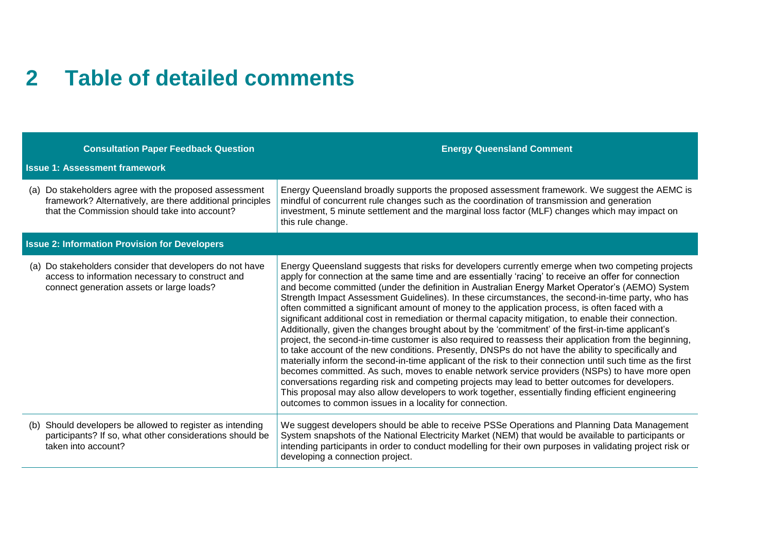# 2 Table of detailed comments

| Consultation Paper Feedback Question | Energy Queensland Comment |
|---|---|
| **Issue 1: Assessment framework** | |
| (a) Do stakeholders agree with the proposed assessment framework? Alternatively, are there additional principles that the Commission should take into account? | Energy Queensland broadly supports the proposed assessment framework. We suggest the AEMC is mindful of concurrent rule changes such as the coordination of transmission and generation investment, 5 minute settlement and the marginal loss factor (MLF) changes which may impact on this rule change. |
| **Issue 2: Information Provision for Developers** | |
| (a) Do stakeholders consider that developers do not have access to information necessary to construct and connect generation assets or large loads? | Energy Queensland suggests that risks for developers currently emerge when two competing projects apply for connection at the same time and are essentially 'racing' to receive an offer for connection and become committed (under the definition in Australian Energy Market Operator's (AEMO) System Strength Impact Assessment Guidelines). In these circumstances, the second-in-time party, who has often committed a significant amount of money to the application process, is often faced with a significant additional cost in remediation or thermal capacity mitigation, to enable their connection. Additionally, given the changes brought about by the 'commitment' of the first-in-time applicant's project, the second-in-time customer is also required to reassess their application from the beginning, to take account of the new conditions. Presently, DNSPs do not have the ability to specifically and materially inform the second-in-time applicant of the risk to their connection until such time as the first becomes committed. As such, moves to enable network service providers (NSPs) to have more open conversations regarding risk and competing projects may lead to better outcomes for developers. This proposal may also allow developers to work together, essentially finding efficient engineering outcomes to common issues in a locality for connection. |
| (b) Should developers be allowed to register as intending participants? If so, what other considerations should be taken into account? | We suggest developers should be able to receive PSSe Operations and Planning Data Management System snapshots of the National Electricity Market (NEM) that would be available to participants or intending participants in order to conduct modelling for their own purposes in validating project risk or developing a connection project. |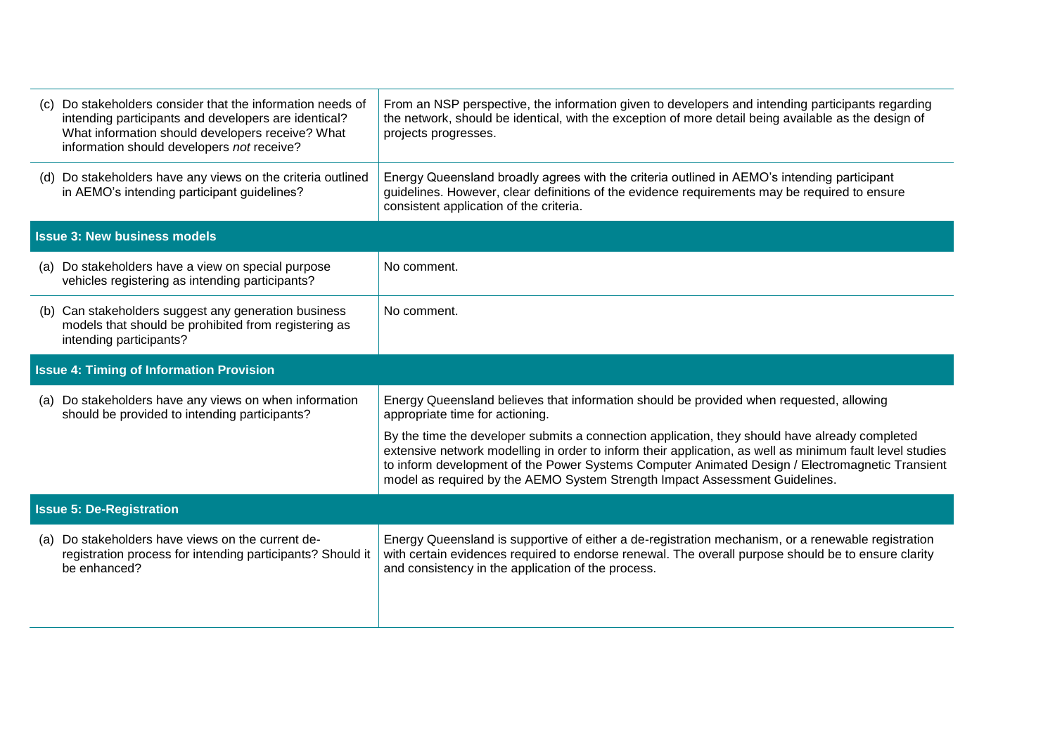| | |
|---|---|
| (c) Do stakeholders consider that the information needs of intending participants and developers are identical? What information should developers receive? What information should developers *not* receive? | From an NSP perspective, the information given to developers and intending participants regarding the network, should be identical, with the exception of more detail being available as the design of projects progresses. |
| (d) Do stakeholders have any views on the criteria outlined in AEMO's intending participant guidelines? | Energy Queensland broadly agrees with the criteria outlined in AEMO's intending participant guidelines. However, clear definitions of the evidence requirements may be required to ensure consistent application of the criteria. |
| **Issue 3: New business models** | |
| (a) Do stakeholders have a view on special purpose vehicles registering as intending participants? | No comment. |
| (b) Can stakeholders suggest any generation business models that should be prohibited from registering as intending participants? | No comment. |
| **Issue 4: Timing of Information Provision** | |
| (a) Do stakeholders have any views on when information should be provided to intending participants? | Energy Queensland believes that information should be provided when requested, allowing appropriate time for actioning.<br><br>By the time the developer submits a connection application, they should have already completed extensive network modelling in order to inform their application, as well as minimum fault level studies to inform development of the Power Systems Computer Animated Design / Electromagnetic Transient model as required by the AEMO System Strength Impact Assessment Guidelines. |
| **Issue 5: De-Registration** | |
| (a) Do stakeholders have views on the current de-registration process for intending participants? Should it be enhanced? | Energy Queensland is supportive of either a de-registration mechanism, or a renewable registration with certain evidences required to endorse renewal. The overall purpose should be to ensure clarity and consistency in the application of the process. |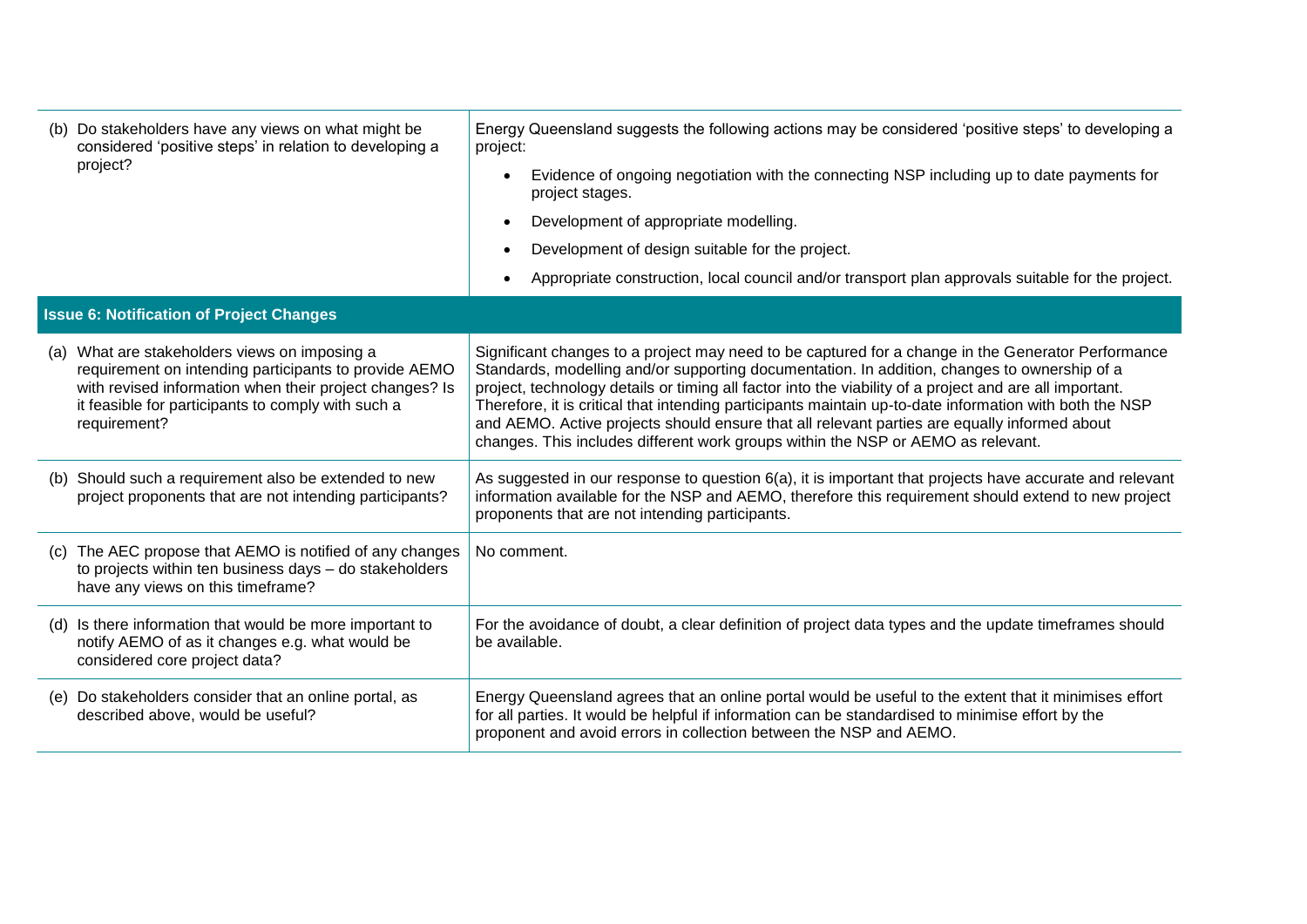| | |
|---|---|
| (b) Do stakeholders have any views on what might be considered 'positive steps' in relation to developing a project? | Energy Queensland suggests the following actions may be considered 'positive steps' to developing a project:<br>• Evidence of ongoing negotiation with the connecting NSP including up to date payments for project stages.<br>• Development of appropriate modelling.<br>• Development of design suitable for the project.<br>• Appropriate construction, local council and/or transport plan approvals suitable for the project. |
| **Issue 6: Notification of Project Changes** | |
| (a) What are stakeholders views on imposing a requirement on intending participants to provide AEMO with revised information when their project changes? Is it feasible for participants to comply with such a requirement? | Significant changes to a project may need to be captured for a change in the Generator Performance Standards, modelling and/or supporting documentation. In addition, changes to ownership of a project, technology details or timing all factor into the viability of a project and are all important. Therefore, it is critical that intending participants maintain up-to-date information with both the NSP and AEMO. Active projects should ensure that all relevant parties are equally informed about changes. This includes different work groups within the NSP or AEMO as relevant. |
| (b) Should such a requirement also be extended to new project proponents that are not intending participants? | As suggested in our response to question 6(a), it is important that projects have accurate and relevant information available for the NSP and AEMO, therefore this requirement should extend to new project proponents that are not intending participants. |
| (c) The AEC propose that AEMO is notified of any changes to projects within ten business days – do stakeholders have any views on this timeframe? | No comment. |
| (d) Is there information that would be more important to notify AEMO of as it changes e.g. what would be considered core project data? | For the avoidance of doubt, a clear definition of project data types and the update timeframes should be available. |
| (e) Do stakeholders consider that an online portal, as described above, would be useful? | Energy Queensland agrees that an online portal would be useful to the extent that it minimises effort for all parties. It would be helpful if information can be standardised to minimise effort by the proponent and avoid errors in collection between the NSP and AEMO. |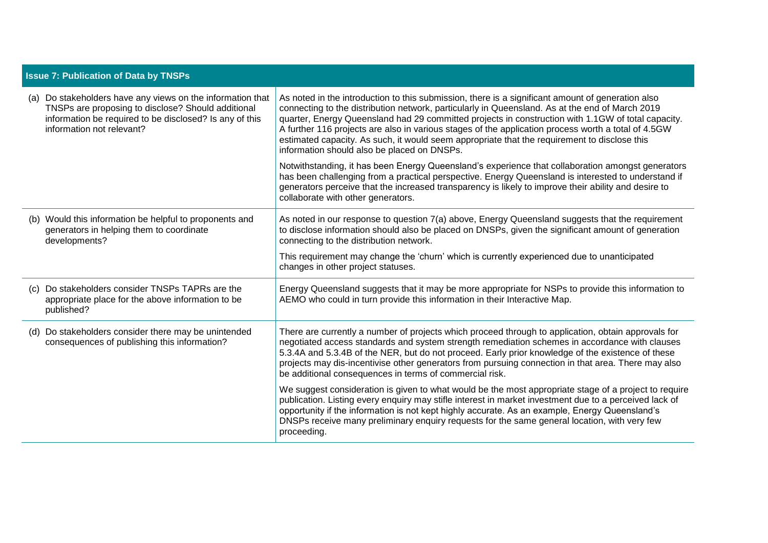| Issue 7: Publication of Data by TNSPs | |
|---|---|
| (a) Do stakeholders have any views on the information that TNSPs are proposing to disclose? Should additional information be required to be disclosed? Is any of this information not relevant? | As noted in the introduction to this submission, there is a significant amount of generation also connecting to the distribution network, particularly in Queensland. As at the end of March 2019 quarter, Energy Queensland had 29 committed projects in construction with 1.1GW of total capacity. A further 116 projects are also in various stages of the application process worth a total of 4.5GW estimated capacity. As such, it would seem appropriate that the requirement to disclose this information should also be placed on DNSPs.<br><br>Notwithstanding, it has been Energy Queensland's experience that collaboration amongst generators has been challenging from a practical perspective. Energy Queensland is interested to understand if generators perceive that the increased transparency is likely to improve their ability and desire to collaborate with other generators. |
| (b) Would this information be helpful to proponents and generators in helping them to coordinate developments? | As noted in our response to question 7(a) above, Energy Queensland suggests that the requirement to disclose information should also be placed on DNSPs, given the significant amount of generation connecting to the distribution network.<br><br>This requirement may change the 'churn' which is currently experienced due to unanticipated changes in other project statuses. |
| (c) Do stakeholders consider TNSPs TAPRs are the appropriate place for the above information to be published? | Energy Queensland suggests that it may be more appropriate for NSPs to provide this information to AEMO who could in turn provide this information in their Interactive Map. |
| (d) Do stakeholders consider there may be unintended consequences of publishing this information? | There are currently a number of projects which proceed through to application, obtain approvals for negotiated access standards and system strength remediation schemes in accordance with clauses 5.3.4A and 5.3.4B of the NER, but do not proceed. Early prior knowledge of the existence of these projects may dis-incentivise other generators from pursuing connection in that area. There may also be additional consequences in terms of commercial risk.<br><br>We suggest consideration is given to what would be the most appropriate stage of a project to require publication. Listing every enquiry may stifle interest in market investment due to a perceived lack of opportunity if the information is not kept highly accurate. As an example, Energy Queensland's DNSPs receive many preliminary enquiry requests for the same general location, with very few proceeding. |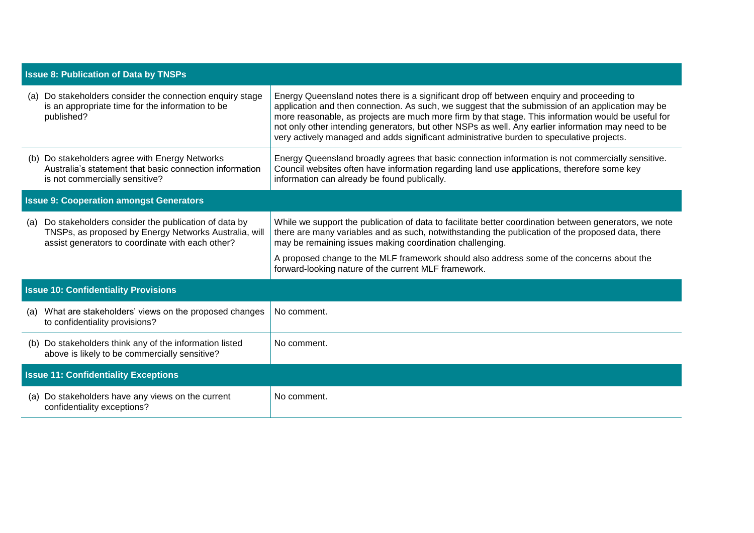| Issue 8: Publication of Data by TNSPs | |
|---|---|
| (a) Do stakeholders consider the connection enquiry stage is an appropriate time for the information to be published? | Energy Queensland notes there is a significant drop off between enquiry and proceeding to application and then connection. As such, we suggest that the submission of an application may be more reasonable, as projects are much more firm by that stage. This information would be useful for not only other intending generators, but other NSPs as well. Any earlier information may need to be very actively managed and adds significant administrative burden to speculative projects. |
| (b) Do stakeholders agree with Energy Networks Australia's statement that basic connection information is not commercially sensitive? | Energy Queensland broadly agrees that basic connection information is not commercially sensitive. Council websites often have information regarding land use applications, therefore some key information can already be found publically. |
| **Issue 9: Cooperation amongst Generators** | |
| (a) Do stakeholders consider the publication of data by TNSPs, as proposed by Energy Networks Australia, will assist generators to coordinate with each other? | While we support the publication of data to facilitate better coordination between generators, we note there are many variables and as such, notwithstanding the publication of the proposed data, there may be remaining issues making coordination challenging.<br><br>A proposed change to the MLF framework should also address some of the concerns about the forward-looking nature of the current MLF framework. |
| **Issue 10: Confidentiality Provisions** | |
| (a) What are stakeholders' views on the proposed changes to confidentiality provisions? | No comment. |
| (b) Do stakeholders think any of the information listed above is likely to be commercially sensitive? | No comment. |
| **Issue 11: Confidentiality Exceptions** | |
| (a) Do stakeholders have any views on the current confidentiality exceptions? | No comment. |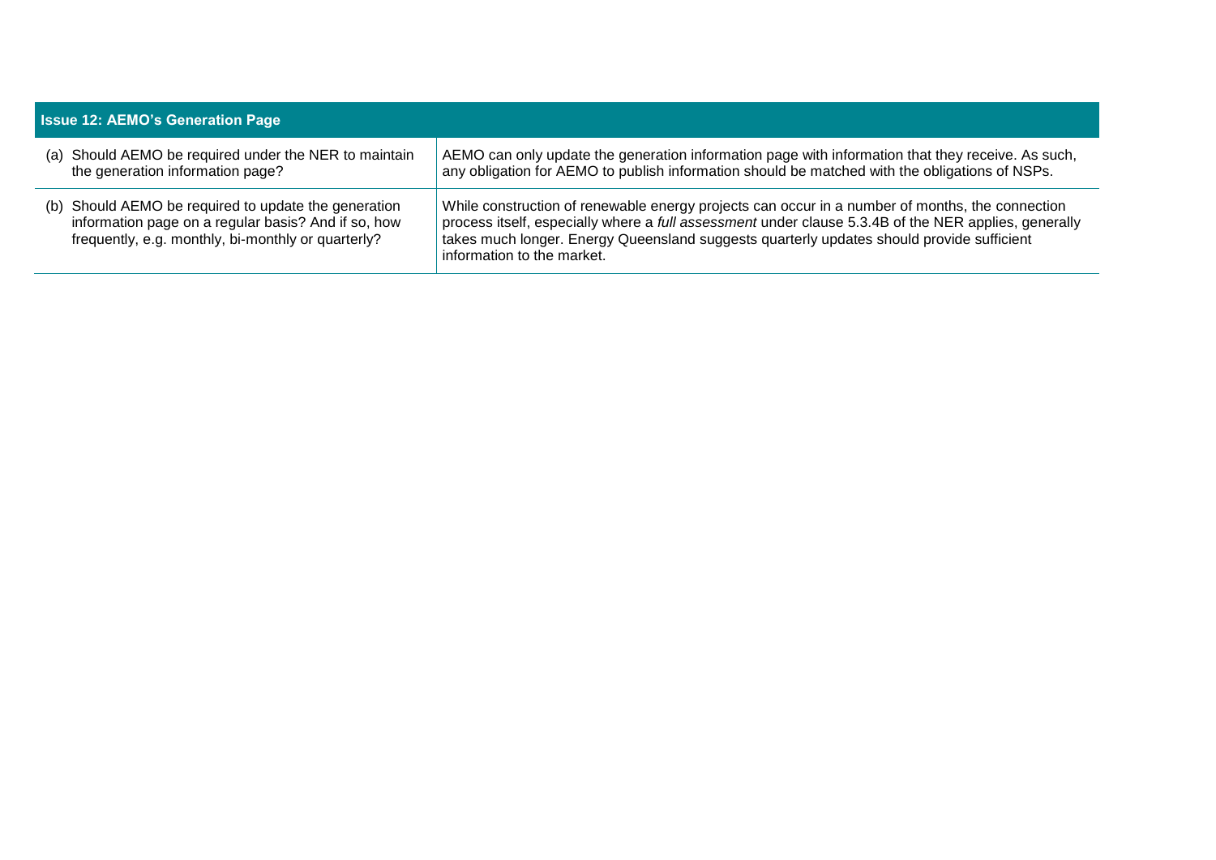| Issue 12: AEMO's Generation Page | |
|---|---|
| (a) Should AEMO be required under the NER to maintain the generation information page? | AEMO can only update the generation information page with information that they receive. As such, any obligation for AEMO to publish information should be matched with the obligations of NSPs. |
| (b) Should AEMO be required to update the generation information page on a regular basis? And if so, how frequently, e.g. monthly, bi-monthly or quarterly? | While construction of renewable energy projects can occur in a number of months, the connection process itself, especially where a *full assessment* under clause 5.3.4B of the NER applies, generally takes much longer. Energy Queensland suggests quarterly updates should provide sufficient information to the market. |